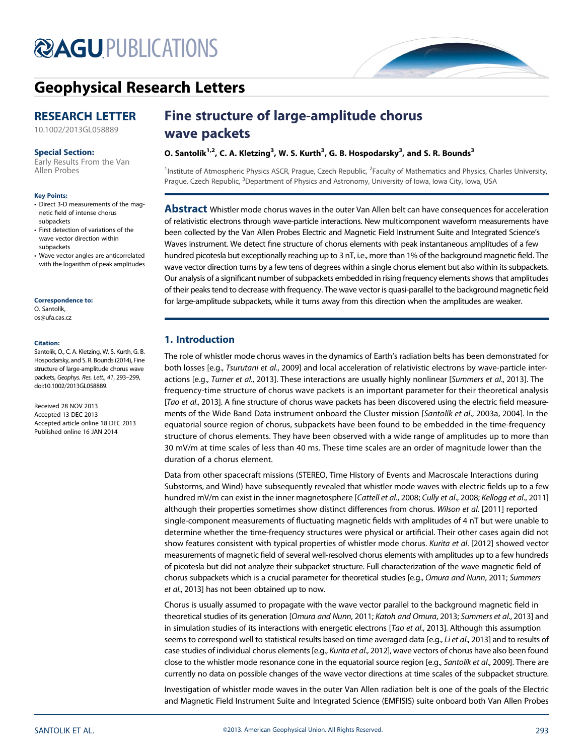# Geophysical Research Letters

## RESEARCH LETTER

10.1002/2013GL058889

**Special Section:**
Early Results From the Van Allen Probes

**Key Points:**

- Direct 3-D measurements of the magnetic field of intense chorus subpackets
- First detection of variations of the wave vector direction within subpackets
- Wave vector angles are anticorrelated with the logarithm of peak amplitudes

**Correspondence to:**
O. Santolík,
os@ufa.cas.cz

**Citation:**
Santolík, O., C. A. Kletzing, W. S. Kurth, G. B. Hospodarsky, and S. R. Bounds (2014), Fine structure of large-amplitude chorus wave packets, *Geophys. Res. Lett.*, *41*, 293–299, doi:10.1002/2013GL058889.

Received 28 NOV 2013
Accepted 13 DEC 2013
Accepted article online 18 DEC 2013
Published online 16 JAN 2014

# Fine structure of large-amplitude chorus wave packets

**O. Santolík[1,2], C. A. Kletzing[3], W. S. Kurth[3], G. B. Hospodarsky[3], and S. R. Bounds[3]**

[1]Institute of Atmospheric Physics ASCR, Prague, Czech Republic, [2]Faculty of Mathematics and Physics, Charles University, Prague, Czech Republic, [3]Department of Physics and Astronomy, University of Iowa, Iowa City, Iowa, USA

**Abstract** Whistler mode chorus waves in the outer Van Allen belt can have consequences for acceleration of relativistic electrons through wave-particle interactions. New multicomponent waveform measurements have been collected by the Van Allen Probes Electric and Magnetic Field Instrument Suite and Integrated Science's Waves instrument. We detect fine structure of chorus elements with peak instantaneous amplitudes of a few hundred picotesla but exceptionally reaching up to 3 nT, i.e., more than 1% of the background magnetic field. The wave vector direction turns by a few tens of degrees within a single chorus element but also within its subpackets. Our analysis of a significant number of subpackets embedded in rising frequency elements shows that amplitudes of their peaks tend to decrease with frequency. The wave vector is quasi-parallel to the background magnetic field for large-amplitude subpackets, while it turns away from this direction when the amplitudes are weaker.

## 1. Introduction

The role of whistler mode chorus waves in the dynamics of Earth's radiation belts has been demonstrated for both losses [e.g., *Tsurutani et al.*, 2009] and local acceleration of relativistic electrons by wave-particle interactions [e.g., *Turner et al.*, 2013]. These interactions are usually highly nonlinear [*Summers et al.*, 2013]. The frequency-time structure of chorus wave packets is an important parameter for their theoretical analysis [*Tao et al.*, 2013]. A fine structure of chorus wave packets has been discovered using the electric field measurements of the Wide Band Data instrument onboard the Cluster mission [*Santolík et al.*, 2003a, 2004]. In the equatorial source region of chorus, subpackets have been found to be embedded in the time-frequency structure of chorus elements. They have been observed with a wide range of amplitudes up to more than 30 mV/m at time scales of less than 40 ms. These time scales are an order of magnitude lower than the duration of a chorus element.

Data from other spacecraft missions (STEREO, Time History of Events and Macroscale Interactions during Substorms, and Wind) have subsequently revealed that whistler mode waves with electric fields up to a few hundred mV/m can exist in the inner magnetosphere [*Cattell et al.*, 2008; *Cully et al.*, 2008; *Kellogg et al.*, 2011] although their properties sometimes show distinct differences from chorus. *Wilson et al.* [2011] reported single-component measurements of fluctuating magnetic fields with amplitudes of 4 nT but were unable to determine whether the time-frequency structures were physical or artificial. Their other cases again did not show features consistent with typical properties of whistler mode chorus. *Kurita et al.* [2012] showed vector measurements of magnetic field of several well-resolved chorus elements with amplitudes up to a few hundreds of picotesla but did not analyze their subpacket structure. Full characterization of the wave magnetic field of chorus subpackets which is a crucial parameter for theoretical studies [e.g., *Omura and Nunn*, 2011; *Summers et al.*, 2013] has not been obtained up to now.

Chorus is usually assumed to propagate with the wave vector parallel to the background magnetic field in theoretical studies of its generation [*Omura and Nunn*, 2011; *Katoh and Omura*, 2013; *Summers et al.*, 2013] and in simulation studies of its interactions with energetic electrons [*Tao et al.*, 2013]. Although this assumption seems to correspond well to statistical results based on time averaged data [e.g., *Li et al.*, 2013] and to results of case studies of individual chorus elements [e.g., *Kurita et al.*, 2012], wave vectors of chorus have also been found close to the whistler mode resonance cone in the equatorial source region [e.g., *Santolík et al.*, 2009]. There are currently no data on possible changes of the wave vector directions at time scales of the subpacket structure.

Investigation of whistler mode waves in the outer Van Allen radiation belt is one of the goals of the Electric and Magnetic Field Instrument Suite and Integrated Science (EMFISIS) suite onboard both Van Allen Probes

©2013. American Geophysical Union. All Rights Reserved.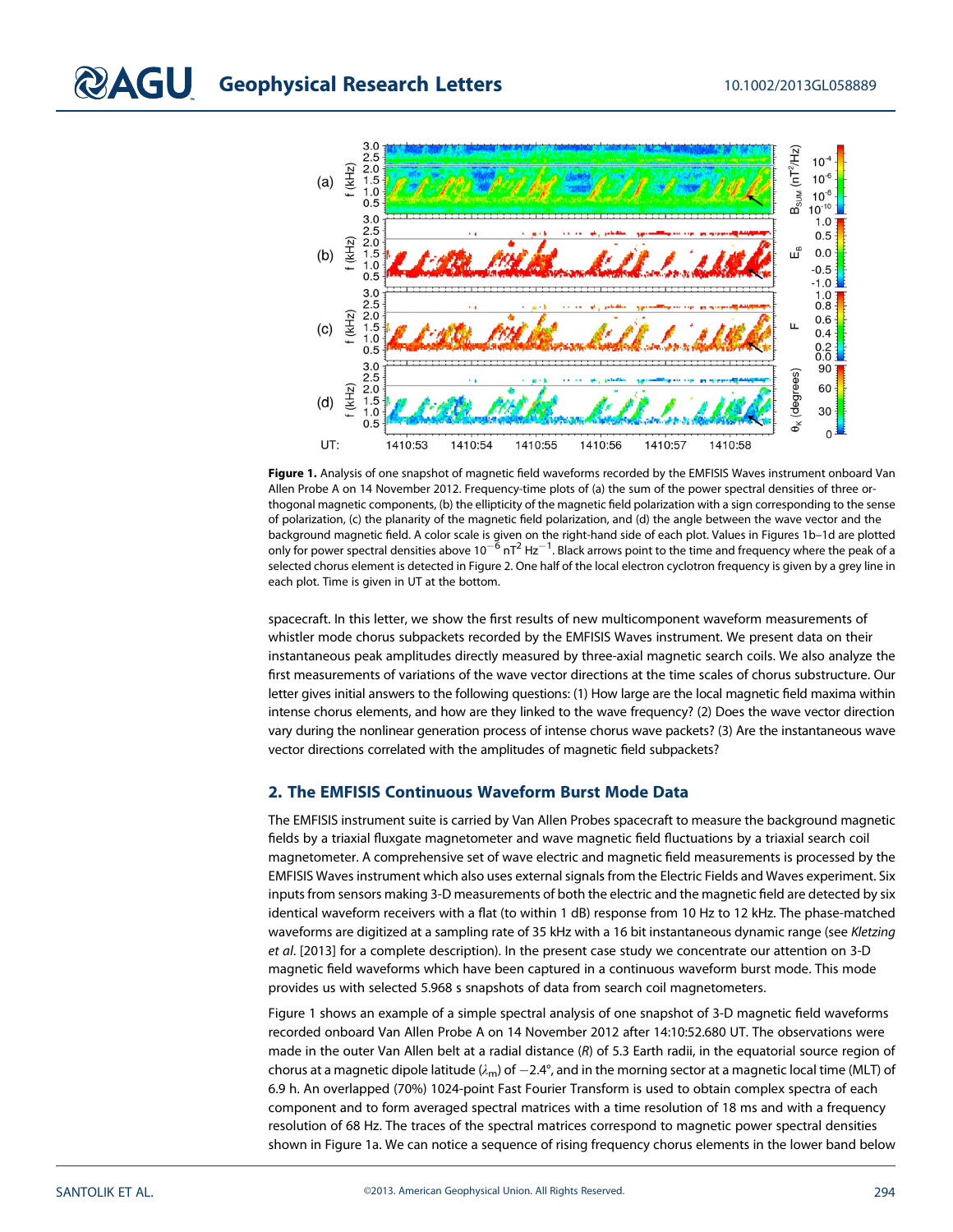**Figure 1.** Analysis of one snapshot of magnetic field waveforms recorded by the EMFISIS Waves instrument onboard Van Allen Probe A on 14 November 2012. Frequency-time plots of (a) the sum of the power spectral densities of three orthogonal magnetic components, (b) the ellipticity of the magnetic field polarization with a sign corresponding to the sense of polarization, (c) the planarity of the magnetic field polarization, and (d) the angle between the wave vector and the background magnetic field. A color scale is given on the right-hand side of each plot. Values in Figures 1b–1d are plotted only for power spectral densities above $10^{-6}$ $nT^2$ $Hz^{-1}$. Black arrows point to the time and frequency where the peak of a selected chorus element is detected in Figure 2. One half of the local electron cyclotron frequency is given by a grey line in each plot. Time is given in UT at the bottom.

spacecraft. In this letter, we show the first results of new multicomponent waveform measurements of whistler mode chorus subpackets recorded by the EMFISIS Waves instrument. We present data on their instantaneous peak amplitudes directly measured by three-axial magnetic search coils. We also analyze the first measurements of variations of the wave vector directions at the time scales of chorus substructure. Our letter gives initial answers to the following questions: (1) How large are the local magnetic field maxima within intense chorus elements, and how are they linked to the wave frequency? (2) Does the wave vector direction vary during the nonlinear generation process of intense chorus wave packets? (3) Are the instantaneous wave vector directions correlated with the amplitudes of magnetic field subpackets?

## 2. The EMFISIS Continuous Waveform Burst Mode Data

The EMFISIS instrument suite is carried by Van Allen Probes spacecraft to measure the background magnetic fields by a triaxial fluxgate magnetometer and wave magnetic field fluctuations by a triaxial search coil magnetometer. A comprehensive set of wave electric and magnetic field measurements is processed by the EMFISIS Waves instrument which also uses external signals from the Electric Fields and Waves experiment. Six inputs from sensors making 3-D measurements of both the electric and the magnetic field are detected by six identical waveform receivers with a flat (to within 1 dB) response from 10 Hz to 12 kHz. The phase-matched waveforms are digitized at a sampling rate of 35 kHz with a 16 bit instantaneous dynamic range (see *Kletzing et al.* [2013] for a complete description). In the present case study we concentrate our attention on 3-D magnetic field waveforms which have been captured in a continuous waveform burst mode. This mode provides us with selected 5.968 s snapshots of data from search coil magnetometers.

Figure 1 shows an example of a simple spectral analysis of one snapshot of 3-D magnetic field waveforms recorded onboard Van Allen Probe A on 14 November 2012 after 14:10:52.680 UT. The observations were made in the outer Van Allen belt at a radial distance ($R$) of 5.3 Earth radii, in the equatorial source region of chorus at a magnetic dipole latitude ($\lambda_m$) of $-2.4°$, and in the morning sector at a magnetic local time (MLT) of 6.9 h. An overlapped (70%) 1024-point Fast Fourier Transform is used to obtain complex spectra of each component and to form averaged spectral matrices with a time resolution of 18 ms and with a frequency resolution of 68 Hz. The traces of the spectral matrices correspond to magnetic power spectral densities shown in Figure 1a. We can notice a sequence of rising frequency chorus elements in the lower band below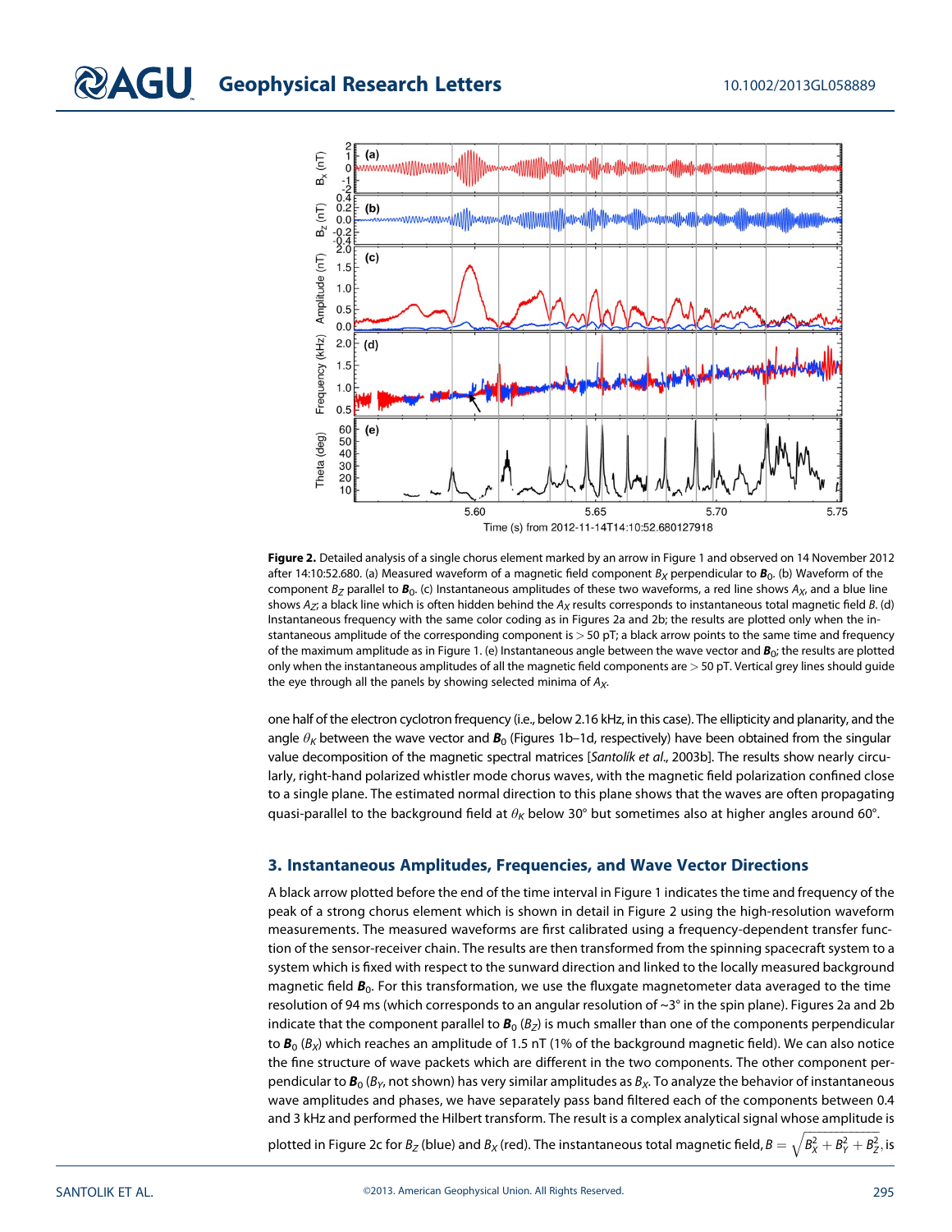**Figure 2.** Detailed analysis of a single chorus element marked by an arrow in Figure 1 and observed on 14 November 2012 after 14:10:52.680. (a) Measured waveform of a magnetic field component $B_X$ perpendicular to $\boldsymbol{B}_0$. (b) Waveform of the component $B_Z$ parallel to $\boldsymbol{B}_0$. (c) Instantaneous amplitudes of these two waveforms, a red line shows $A_X$, and a blue line shows $A_Z$; a black line which is often hidden behind the $A_X$ results corresponds to instantaneous total magnetic field $B$. (d) Instantaneous frequency with the same color coding as in Figures 2a and 2b; the results are plotted only when the instantaneous amplitude of the corresponding component is > 50 pT; a black arrow points to the same time and frequency of the maximum amplitude as in Figure 1. (e) Instantaneous angle between the wave vector and $\boldsymbol{B}_0$; the results are plotted only when the instantaneous amplitudes of all the magnetic field components are > 50 pT. Vertical grey lines should guide the eye through all the panels by showing selected minima of $A_X$.

one half of the electron cyclotron frequency (i.e., below 2.16 kHz, in this case). The ellipticity and planarity, and the angle $\theta_K$ between the wave vector and $\boldsymbol{B}_0$ (Figures 1b–1d, respectively) have been obtained from the singular value decomposition of the magnetic spectral matrices [*Santolík et al.*, 2003b]. The results show nearly circularly, right-hand polarized whistler mode chorus waves, with the magnetic field polarization confined close to a single plane. The estimated normal direction to this plane shows that the waves are often propagating quasi-parallel to the background field at $\theta_K$ below 30° but sometimes also at higher angles around 60°.

## 3. Instantaneous Amplitudes, Frequencies, and Wave Vector Directions

A black arrow plotted before the end of the time interval in Figure 1 indicates the time and frequency of the peak of a strong chorus element which is shown in detail in Figure 2 using the high-resolution waveform measurements. The measured waveforms are first calibrated using a frequency-dependent transfer function of the sensor-receiver chain. The results are then transformed from the spinning spacecraft system to a system which is fixed with respect to the sunward direction and linked to the locally measured background magnetic field $\boldsymbol{B}_0$. For this transformation, we use the fluxgate magnetometer data averaged to the time resolution of 94 ms (which corresponds to an angular resolution of ~3° in the spin plane). Figures 2a and 2b indicate that the component parallel to $\boldsymbol{B}_0$ ($B_Z$) is much smaller than one of the components perpendicular to $\boldsymbol{B}_0$ ($B_X$) which reaches an amplitude of 1.5 nT (1% of the background magnetic field). We can also notice the fine structure of wave packets which are different in the two components. The other component perpendicular to $\boldsymbol{B}_0$ ($B_Y$, not shown) has very similar amplitudes as $B_X$. To analyze the behavior of instantaneous wave amplitudes and phases, we have separately pass band filtered each of the components between 0.4 and 3 kHz and performed the Hilbert transform. The result is a complex analytical signal whose amplitude is plotted in Figure 2c for $B_Z$ (blue) and $B_X$ (red). The instantaneous total magnetic field, $B = \sqrt{B_X^2 + B_Y^2 + B_Z^2}$, is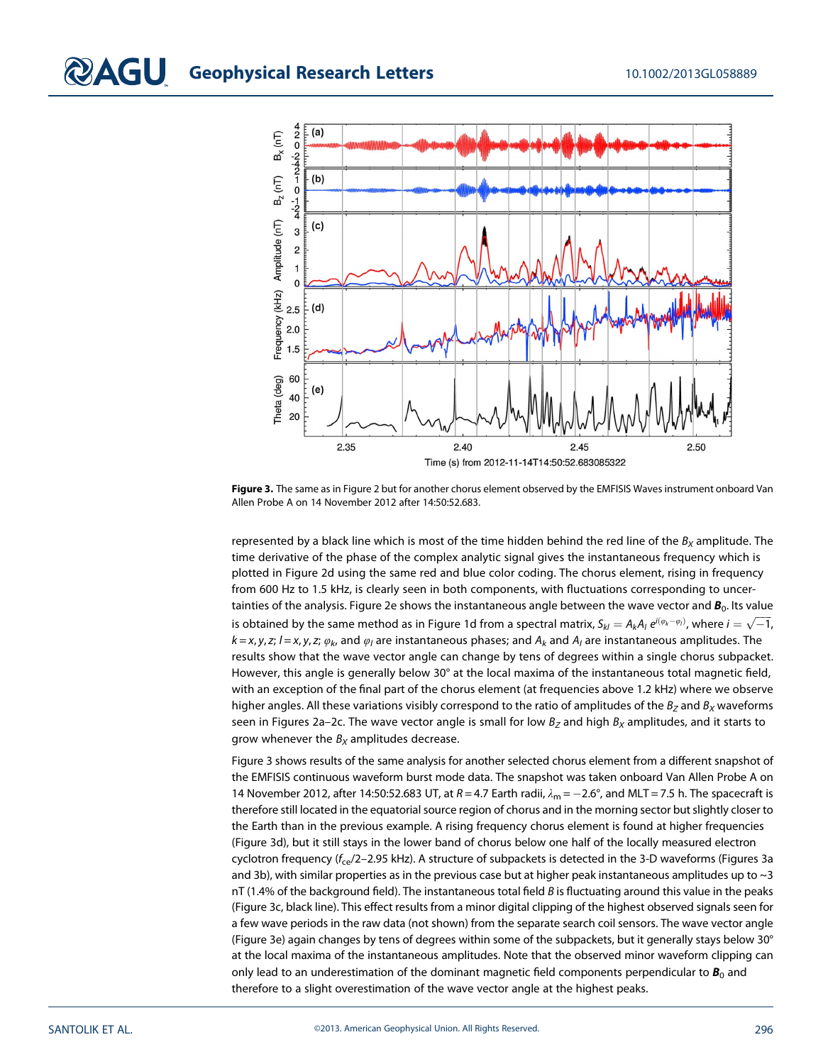**Figure 3.** The same as in Figure 2 but for another chorus element observed by the EMFISIS Waves instrument onboard Van Allen Probe A on 14 November 2012 after 14:50:52.683.

represented by a black line which is most of the time hidden behind the red line of the $B_X$ amplitude. The time derivative of the phase of the complex analytic signal gives the instantaneous frequency which is plotted in Figure 2d using the same red and blue color coding. The chorus element, rising in frequency from 600 Hz to 1.5 kHz, is clearly seen in both components, with fluctuations corresponding to uncertainties of the analysis. Figure 2e shows the instantaneous angle between the wave vector and $\boldsymbol{B}_0$. Its value is obtained by the same method as in Figure 1d from a spectral matrix, $S_{kl} = A_k A_l\, e^{i(\varphi_k - \varphi_l)}$, where $i = \sqrt{-1}$, $k = x, y, z$; $l = x, y, z$; $\varphi_k$, and $\varphi_l$ are instantaneous phases; and $A_k$ and $A_l$ are instantaneous amplitudes. The results show that the wave vector angle can change by tens of degrees within a single chorus subpacket. However, this angle is generally below 30° at the local maxima of the instantaneous total magnetic field, with an exception of the final part of the chorus element (at frequencies above 1.2 kHz) where we observe higher angles. All these variations visibly correspond to the ratio of amplitudes of the $B_Z$ and $B_X$ waveforms seen in Figures 2a–2c. The wave vector angle is small for low $B_Z$ and high $B_X$ amplitudes, and it starts to grow whenever the $B_X$ amplitudes decrease.

Figure 3 shows results of the same analysis for another selected chorus element from a different snapshot of the EMFISIS continuous waveform burst mode data. The snapshot was taken onboard Van Allen Probe A on 14 November 2012, after 14:50:52.683 UT, at $R = 4.7$ Earth radii, $\lambda_m = -2.6°$, and MLT = 7.5 h. The spacecraft is therefore still located in the equatorial source region of chorus and in the morning sector but slightly closer to the Earth than in the previous example. A rising frequency chorus element is found at higher frequencies (Figure 3d), but it still stays in the lower band of chorus below one half of the locally measured electron cyclotron frequency ($f_{ce}/2$–2.95 kHz). A structure of subpackets is detected in the 3-D waveforms (Figures 3a and 3b), with similar properties as in the previous case but at higher peak instantaneous amplitudes up to ~3 nT (1.4% of the background field). The instantaneous total field $B$ is fluctuating around this value in the peaks (Figure 3c, black line). This effect results from a minor digital clipping of the highest observed signals seen for a few wave periods in the raw data (not shown) from the separate search coil sensors. The wave vector angle (Figure 3e) again changes by tens of degrees within some of the subpackets, but it generally stays below 30° at the local maxima of the instantaneous amplitudes. Note that the observed minor waveform clipping can only lead to an underestimation of the dominant magnetic field components perpendicular to $\boldsymbol{B}_0$ and therefore to a slight overestimation of the wave vector angle at the highest peaks.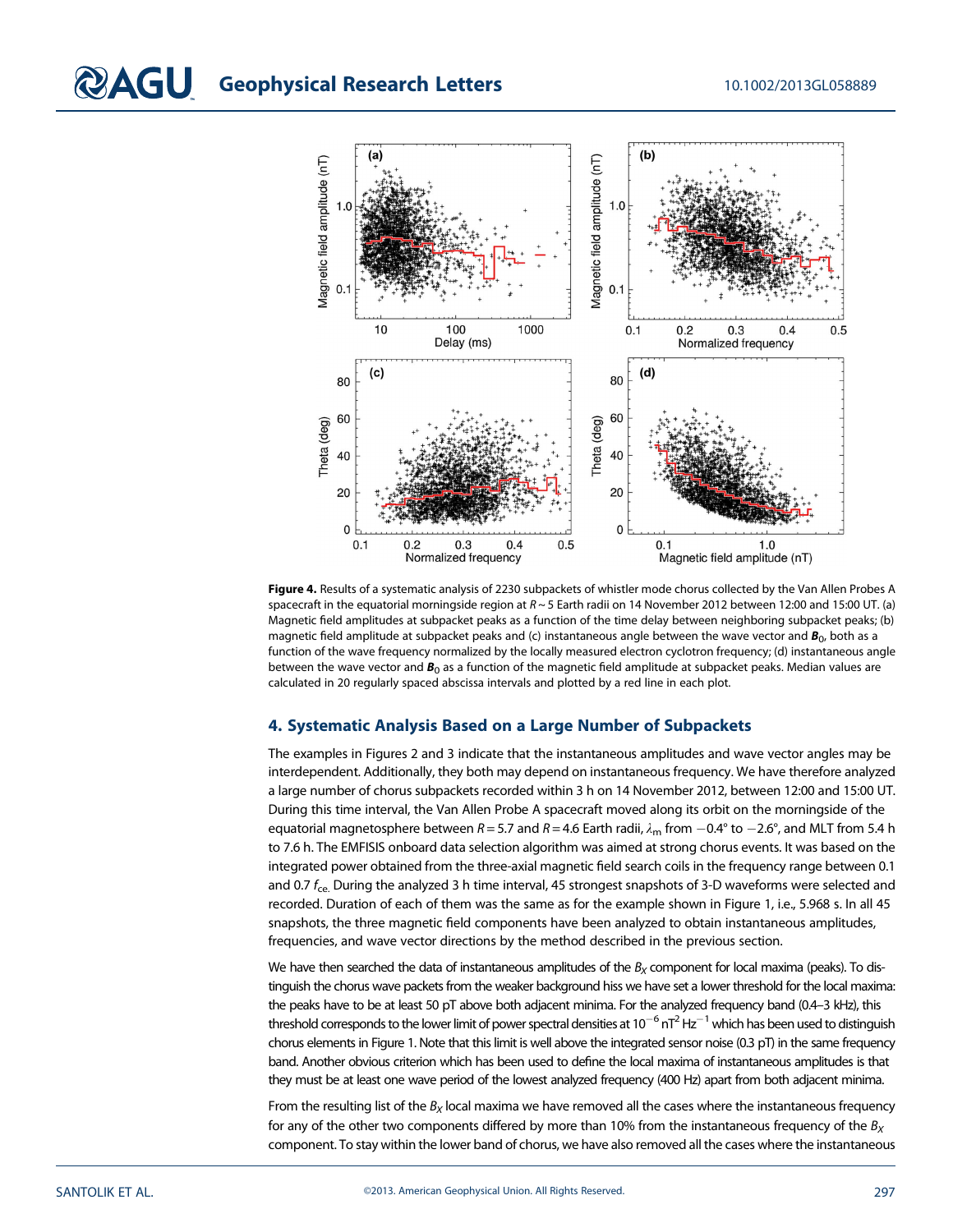**Figure 4.** Results of a systematic analysis of 2230 subpackets of whistler mode chorus collected by the Van Allen Probes A spacecraft in the equatorial morningside region at $R \sim 5$ Earth radii on 14 November 2012 between 12:00 and 15:00 UT. (a) Magnetic field amplitudes at subpacket peaks as a function of the time delay between neighboring subpacket peaks; (b) magnetic field amplitude at subpacket peaks and (c) instantaneous angle between the wave vector and $\boldsymbol{B}_0$, both as a function of the wave frequency normalized by the locally measured electron cyclotron frequency; (d) instantaneous angle between the wave vector and $\boldsymbol{B}_0$ as a function of the magnetic field amplitude at subpacket peaks. Median values are calculated in 20 regularly spaced abscissa intervals and plotted by a red line in each plot.

## 4. Systematic Analysis Based on a Large Number of Subpackets

The examples in Figures 2 and 3 indicate that the instantaneous amplitudes and wave vector angles may be interdependent. Additionally, they both may depend on instantaneous frequency. We have therefore analyzed a large number of chorus subpackets recorded within 3 h on 14 November 2012, between 12:00 and 15:00 UT. During this time interval, the Van Allen Probe A spacecraft moved along its orbit on the morningside of the equatorial magnetosphere between $R = 5.7$ and $R = 4.6$ Earth radii, $\lambda_m$ from $-0.4°$ to $-2.6°$, and MLT from 5.4 h to 7.6 h. The EMFISIS onboard data selection algorithm was aimed at strong chorus events. It was based on the integrated power obtained from the three-axial magnetic field search coils in the frequency range between 0.1 and 0.7 $f_{ce}$. During the analyzed 3 h time interval, 45 strongest snapshots of 3-D waveforms were selected and recorded. Duration of each of them was the same as for the example shown in Figure 1, i.e., 5.968 s. In all 45 snapshots, the three magnetic field components have been analyzed to obtain instantaneous amplitudes, frequencies, and wave vector directions by the method described in the previous section.

We have then searched the data of instantaneous amplitudes of the $B_X$ component for local maxima (peaks). To distinguish the chorus wave packets from the weaker background hiss we have set a lower threshold for the local maxima: the peaks have to be at least 50 pT above both adjacent minima. For the analyzed frequency band (0.4–3 kHz), this threshold corresponds to the lower limit of power spectral densities at $10^{-6}$ nT$^2$ Hz$^{-1}$ which has been used to distinguish chorus elements in Figure 1. Note that this limit is well above the integrated sensor noise (0.3 pT) in the same frequency band. Another obvious criterion which has been used to define the local maxima of instantaneous amplitudes is that they must be at least one wave period of the lowest analyzed frequency (400 Hz) apart from both adjacent minima.

From the resulting list of the $B_X$ local maxima we have removed all the cases where the instantaneous frequency for any of the other two components differed by more than 10% from the instantaneous frequency of the $B_X$ component. To stay within the lower band of chorus, we have also removed all the cases where the instantaneous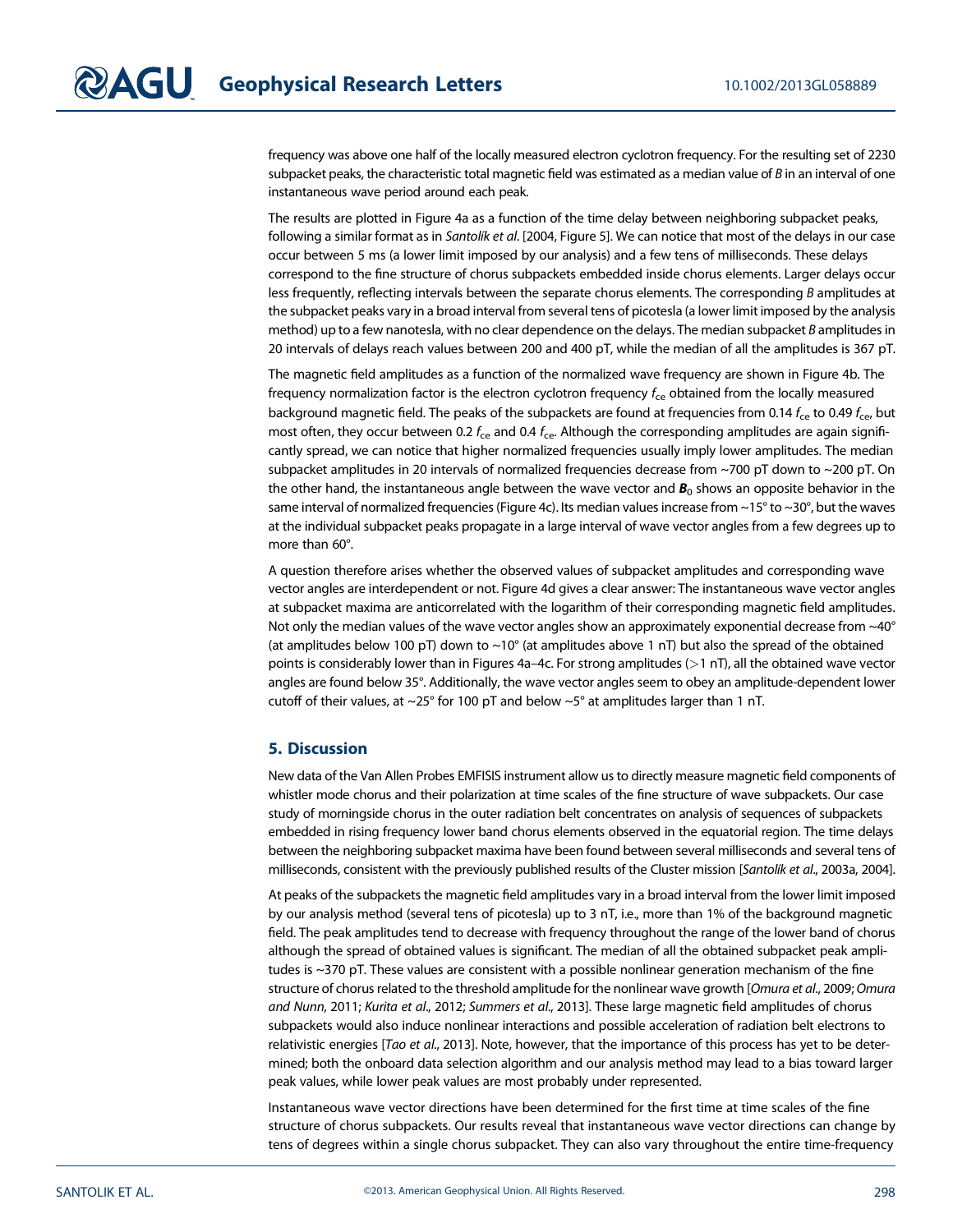frequency was above one half of the locally measured electron cyclotron frequency. For the resulting set of 2230 subpacket peaks, the characteristic total magnetic field was estimated as a median value of $B$ in an interval of one instantaneous wave period around each peak.

The results are plotted in Figure 4a as a function of the time delay between neighboring subpacket peaks, following a similar format as in *Santolík et al.* [2004, Figure 5]. We can notice that most of the delays in our case occur between 5 ms (a lower limit imposed by our analysis) and a few tens of milliseconds. These delays correspond to the fine structure of chorus subpackets embedded inside chorus elements. Larger delays occur less frequently, reflecting intervals between the separate chorus elements. The corresponding $B$ amplitudes at the subpacket peaks vary in a broad interval from several tens of picotesla (a lower limit imposed by the analysis method) up to a few nanotesla, with no clear dependence on the delays. The median subpacket $B$ amplitudes in 20 intervals of delays reach values between 200 and 400 pT, while the median of all the amplitudes is 367 pT.

The magnetic field amplitudes as a function of the normalized wave frequency are shown in Figure 4b. The frequency normalization factor is the electron cyclotron frequency $f_{ce}$ obtained from the locally measured background magnetic field. The peaks of the subpackets are found at frequencies from 0.14 $f_{ce}$ to 0.49 $f_{ce}$, but most often, they occur between 0.2 $f_{ce}$ and 0.4 $f_{ce}$. Although the corresponding amplitudes are again significantly spread, we can notice that higher normalized frequencies usually imply lower amplitudes. The median subpacket amplitudes in 20 intervals of normalized frequencies decrease from ~700 pT down to ~200 pT. On the other hand, the instantaneous angle between the wave vector and $\boldsymbol{B}_0$ shows an opposite behavior in the same interval of normalized frequencies (Figure 4c). Its median values increase from ~15° to ~30°, but the waves at the individual subpacket peaks propagate in a large interval of wave vector angles from a few degrees up to more than 60°.

A question therefore arises whether the observed values of subpacket amplitudes and corresponding wave vector angles are interdependent or not. Figure 4d gives a clear answer: The instantaneous wave vector angles at subpacket maxima are anticorrelated with the logarithm of their corresponding magnetic field amplitudes. Not only the median values of the wave vector angles show an approximately exponential decrease from ~40° (at amplitudes below 100 pT) down to ~10° (at amplitudes above 1 nT) but also the spread of the obtained points is considerably lower than in Figures 4a–4c. For strong amplitudes (>1 nT), all the obtained wave vector angles are found below 35°. Additionally, the wave vector angles seem to obey an amplitude-dependent lower cutoff of their values, at ~25° for 100 pT and below ~5° at amplitudes larger than 1 nT.

## 5. Discussion

New data of the Van Allen Probes EMFISIS instrument allow us to directly measure magnetic field components of whistler mode chorus and their polarization at time scales of the fine structure of wave subpackets. Our case study of morningside chorus in the outer radiation belt concentrates on analysis of sequences of subpackets embedded in rising frequency lower band chorus elements observed in the equatorial region. The time delays between the neighboring subpacket maxima have been found between several milliseconds and several tens of milliseconds, consistent with the previously published results of the Cluster mission [*Santolík et al.*, 2003a, 2004].

At peaks of the subpackets the magnetic field amplitudes vary in a broad interval from the lower limit imposed by our analysis method (several tens of picotesla) up to 3 nT, i.e., more than 1% of the background magnetic field. The peak amplitudes tend to decrease with frequency throughout the range of the lower band of chorus although the spread of obtained values is significant. The median of all the obtained subpacket peak amplitudes is ~370 pT. These values are consistent with a possible nonlinear generation mechanism of the fine structure of chorus related to the threshold amplitude for the nonlinear wave growth [*Omura et al.*, 2009; *Omura and Nunn*, 2011; *Kurita et al.*, 2012; *Summers et al.*, 2013]. These large magnetic field amplitudes of chorus subpackets would also induce nonlinear interactions and possible acceleration of radiation belt electrons to relativistic energies [*Tao et al.*, 2013]. Note, however, that the importance of this process has yet to be determined; both the onboard data selection algorithm and our analysis method may lead to a bias toward larger peak values, while lower peak values are most probably under represented.

Instantaneous wave vector directions have been determined for the first time at time scales of the fine structure of chorus subpackets. Our results reveal that instantaneous wave vector directions can change by tens of degrees within a single chorus subpacket. They can also vary throughout the entire time-frequency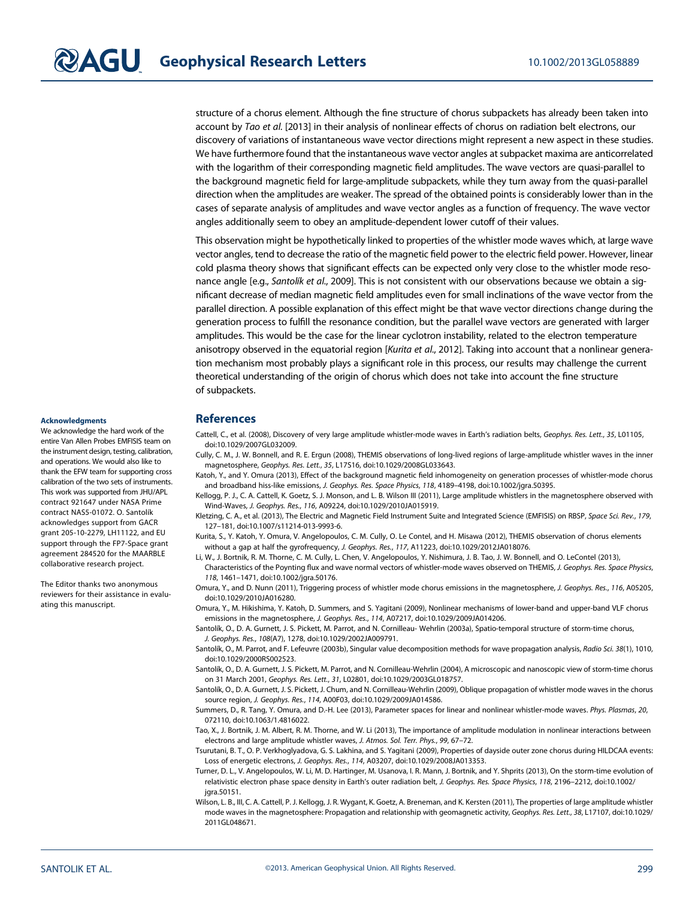structure of a chorus element. Although the fine structure of chorus subpackets has already been taken into account by *Tao et al.* [2013] in their analysis of nonlinear effects of chorus on radiation belt electrons, our discovery of variations of instantaneous wave vector directions might represent a new aspect in these studies. We have furthermore found that the instantaneous wave vector angles at subpacket maxima are anticorrelated with the logarithm of their corresponding magnetic field amplitudes. The wave vectors are quasi-parallel to the background magnetic field for large-amplitude subpackets, while they turn away from the quasi-parallel direction when the amplitudes are weaker. The spread of the obtained points is considerably lower than in the cases of separate analysis of amplitudes and wave vector angles as a function of frequency. The wave vector angles additionally seem to obey an amplitude-dependent lower cutoff of their values.

This observation might be hypothetically linked to properties of the whistler mode waves which, at large wave vector angles, tend to decrease the ratio of the magnetic field power to the electric field power. However, linear cold plasma theory shows that significant effects can be expected only very close to the whistler mode resonance angle [e.g., *Santolík et al.*, 2009]. This is not consistent with our observations because we obtain a significant decrease of median magnetic field amplitudes even for small inclinations of the wave vector from the parallel direction. A possible explanation of this effect might be that wave vector directions change during the generation process to fulfill the resonance condition, but the parallel wave vectors are generated with larger amplitudes. This would be the case for the linear cyclotron instability, related to the electron temperature anisotropy observed in the equatorial region [*Kurita et al.*, 2012]. Taking into account that a nonlinear generation mechanism most probably plays a significant role in this process, our results may challenge the current theoretical understanding of the origin of chorus which does not take into account the fine structure of subpackets.

#### Acknowledgments

We acknowledge the hard work of the entire Van Allen Probes EMFISIS team on the instrument design, testing, calibration, and operations. We would also like to thank the EFW team for supporting cross calibration of the two sets of instruments. This work was supported from JHU/APL contract 921647 under NASA Prime contract NAS5-01072. O. Santolík acknowledges support from GACR grant 205-10-2279, LH11122, and EU support through the FP7-Space grant agreement 284520 for the MAARBLE collaborative research project.

The Editor thanks two anonymous reviewers for their assistance in evaluating this manuscript.

## References

Cattell, C., et al. (2008), Discovery of very large amplitude whistler-mode waves in Earth's radiation belts, *Geophys. Res. Lett.*, *35*, L01105, doi:10.1029/2007GL032009.

Cully, C. M., J. W. Bonnell, and R. E. Ergun (2008), THEMIS observations of long-lived regions of large-amplitude whistler waves in the inner magnetosphere, *Geophys. Res. Lett.*, *35*, L17S16, doi:10.1029/2008GL033643.

Katoh, Y., and Y. Omura (2013), Effect of the background magnetic field inhomogeneity on generation processes of whistler-mode chorus and broadband hiss-like emissions, *J. Geophys. Res. Space Physics*, *118*, 4189–4198, doi:10.1002/jgra.50395.

Kellogg, P. J., C. A. Cattell, K. Goetz, S. J. Monson, and L. B. Wilson III (2011), Large amplitude whistlers in the magnetosphere observed with Wind-Waves, *J. Geophys. Res.*, *116*, A09224, doi:10.1029/2010JA015919.

Kletzing, C. A., et al. (2013), The Electric and Magnetic Field Instrument Suite and Integrated Science (EMFISIS) on RBSP, *Space Sci. Rev.*, *179*, 127–181, doi:10.1007/s11214-013-9993-6.

Kurita, S., Y. Katoh, Y. Omura, V. Angelopoulos, C. M. Cully, O. Le Contel, and H. Misawa (2012), THEMIS observation of chorus elements without a gap at half the gyrofrequency, *J. Geophys. Res.*, *117*, A11223, doi:10.1029/2012JA018076.

Li, W., J. Bortnik, R. M. Thorne, C. M. Cully, L. Chen, V. Angelopoulos, Y. Nishimura, J. B. Tao, J. W. Bonnell, and O. LeContel (2013), Characteristics of the Poynting flux and wave normal vectors of whistler-mode waves observed on THEMIS, *J. Geophys. Res. Space Physics*, *118*, 1461–1471, doi:10.1002/jgra.50176.

Omura, Y., and D. Nunn (2011), Triggering process of whistler mode chorus emissions in the magnetosphere, *J. Geophys. Res.*, *116*, A05205, doi:10.1029/2010JA016280.

Omura, Y., M. Hikishima, Y. Katoh, D. Summers, and S. Yagitani (2009), Nonlinear mechanisms of lower-band and upper-band VLF chorus emissions in the magnetosphere, *J. Geophys. Res.*, *114*, A07217, doi:10.1029/2009JA014206.

Santolík, O., D. A. Gurnett, J. S. Pickett, M. Parrot, and N. Cornilleau- Wehrlin (2003a), Spatio-temporal structure of storm-time chorus, *J. Geophys. Res.*, *108*(A7), 1278, doi:10.1029/2002JA009791.

Santolík, O., M. Parrot, and F. Lefeuvre (2003b), Singular value decomposition methods for wave propagation analysis, *Radio Sci. 38*(1), 1010, doi:10.1029/2000RS002523.

Santolík, O., D. A. Gurnett, J. S. Pickett, M. Parrot, and N. Cornilleau-Wehrlin (2004), A microscopic and nanoscopic view of storm-time chorus on 31 March 2001, *Geophys. Res. Lett.*, *31*, L02801, doi:10.1029/2003GL018757.

Santolík, O., D. A. Gurnett, J. S. Pickett, J. Chum, and N. Cornilleau-Wehrlin (2009), Oblique propagation of whistler mode waves in the chorus source region, *J. Geophys. Res.*, *114*, A00F03, doi:10.1029/2009JA014586.

Summers, D., R. Tang, Y. Omura, and D.-H. Lee (2013), Parameter spaces for linear and nonlinear whistler-mode waves. *Phys. Plasmas*, *20*, 072110, doi:10.1063/1.4816022.

Tao, X., J. Bortnik, J. M. Albert, R. M. Thorne, and W. Li (2013), The importance of amplitude modulation in nonlinear interactions between electrons and large amplitude whistler waves, *J. Atmos. Sol. Terr. Phys.*, *99*, 67–72.

Tsurutani, B. T., O. P. Verkhoglyadova, G. S. Lakhina, and S. Yagitani (2009), Properties of dayside outer zone chorus during HILDCAA events: Loss of energetic electrons, *J. Geophys. Res.*, *114*, A03207, doi:10.1029/2008JA013353.

Turner, D. L., V. Angelopoulos, W. Li, M. D. Hartinger, M. Usanova, I. R. Mann, J. Bortnik, and Y. Shprits (2013), On the storm-time evolution of relativistic electron phase space density in Earth's outer radiation belt, *J. Geophys. Res. Space Physics*, *118*, 2196–2212, doi:10.1002/jgra.50151.

Wilson, L. B., III, C. A. Cattell, P. J. Kellogg, J. R. Wygant, K. Goetz, A. Breneman, and K. Kersten (2011), The properties of large amplitude whistler mode waves in the magnetosphere: Propagation and relationship with geomagnetic activity, *Geophys. Res. Lett.*, *38*, L17107, doi:10.1029/2011GL048671.